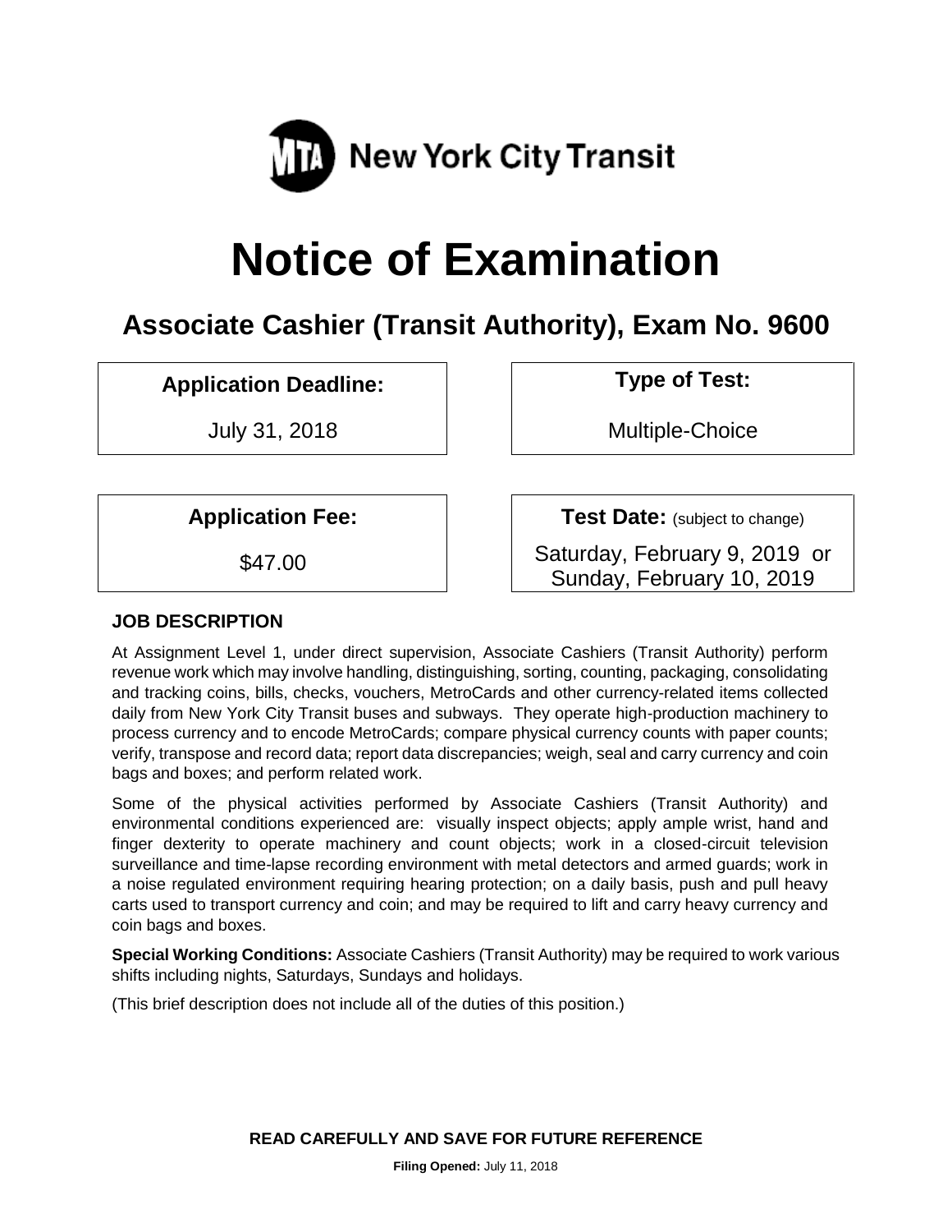New York City Transit

# Notice of Examination

## Associate Cashier (Transit Authority), Exam No. 9600

| Application Deadline: | Type of Test: |
|---|---|
| July 31, 2018 | Multiple-Choice |

| Application Fee: | Test Date: (subject to change) |
|---|---|
| $47.00 | Saturday, February 9, 2019 or Sunday, February 10, 2019 |

### JOB DESCRIPTION

At Assignment Level 1, under direct supervision, Associate Cashiers (Transit Authority) perform revenue work which may involve handling, distinguishing, sorting, counting, packaging, consolidating and tracking coins, bills, checks, vouchers, MetroCards and other currency-related items collected daily from New York City Transit buses and subways. They operate high-production machinery to process currency and to encode MetroCards; compare physical currency counts with paper counts; verify, transpose and record data; report data discrepancies; weigh, seal and carry currency and coin bags and boxes; and perform related work.

Some of the physical activities performed by Associate Cashiers (Transit Authority) and environmental conditions experienced are: visually inspect objects; apply ample wrist, hand and finger dexterity to operate machinery and count objects; work in a closed-circuit television surveillance and time-lapse recording environment with metal detectors and armed guards; work in a noise regulated environment requiring hearing protection; on a daily basis, push and pull heavy carts used to transport currency and coin; and may be required to lift and carry heavy currency and coin bags and boxes.

**Special Working Conditions:** Associate Cashiers (Transit Authority) may be required to work various shifts including nights, Saturdays, Sundays and holidays.

(This brief description does not include all of the duties of this position.)

**READ CAREFULLY AND SAVE FOR FUTURE REFERENCE**

**Filing Opened:** July 11, 2018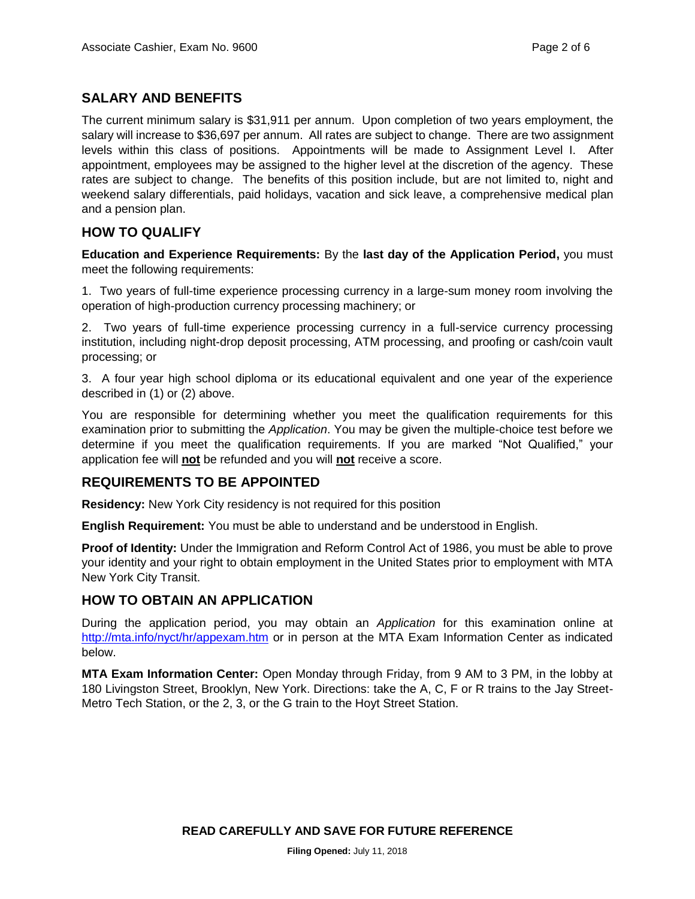## SALARY AND BENEFITS

The current minimum salary is $31,911 per annum. Upon completion of two years employment, the salary will increase to $36,697 per annum. All rates are subject to change. There are two assignment levels within this class of positions. Appointments will be made to Assignment Level I. After appointment, employees may be assigned to the higher level at the discretion of the agency. These rates are subject to change. The benefits of this position include, but are not limited to, night and weekend salary differentials, paid holidays, vacation and sick leave, a comprehensive medical plan and a pension plan.

## HOW TO QUALIFY

**Education and Experience Requirements:** By the **last day of the Application Period,** you must meet the following requirements:

1. Two years of full-time experience processing currency in a large-sum money room involving the operation of high-production currency processing machinery; or

2. Two years of full-time experience processing currency in a full-service currency processing institution, including night-drop deposit processing, ATM processing, and proofing or cash/coin vault processing; or

3. A four year high school diploma or its educational equivalent and one year of the experience described in (1) or (2) above.

You are responsible for determining whether you meet the qualification requirements for this examination prior to submitting the *Application*. You may be given the multiple-choice test before we determine if you meet the qualification requirements. If you are marked "Not Qualified," your application fee will **not** be refunded and you will **not** receive a score.

## REQUIREMENTS TO BE APPOINTED

**Residency:** New York City residency is not required for this position

**English Requirement:** You must be able to understand and be understood in English.

**Proof of Identity:** Under the Immigration and Reform Control Act of 1986, you must be able to prove your identity and your right to obtain employment in the United States prior to employment with MTA New York City Transit.

## HOW TO OBTAIN AN APPLICATION

During the application period, you may obtain an *Application* for this examination online at http://mta.info/nyct/hr/appexam.htm or in person at the MTA Exam Information Center as indicated below.

**MTA Exam Information Center:** Open Monday through Friday, from 9 AM to 3 PM, in the lobby at 180 Livingston Street, Brooklyn, New York. Directions: take the A, C, F or R trains to the Jay Street-Metro Tech Station, or the 2, 3, or the G train to the Hoyt Street Station.

**READ CAREFULLY AND SAVE FOR FUTURE REFERENCE**

**Filing Opened:** July 11, 2018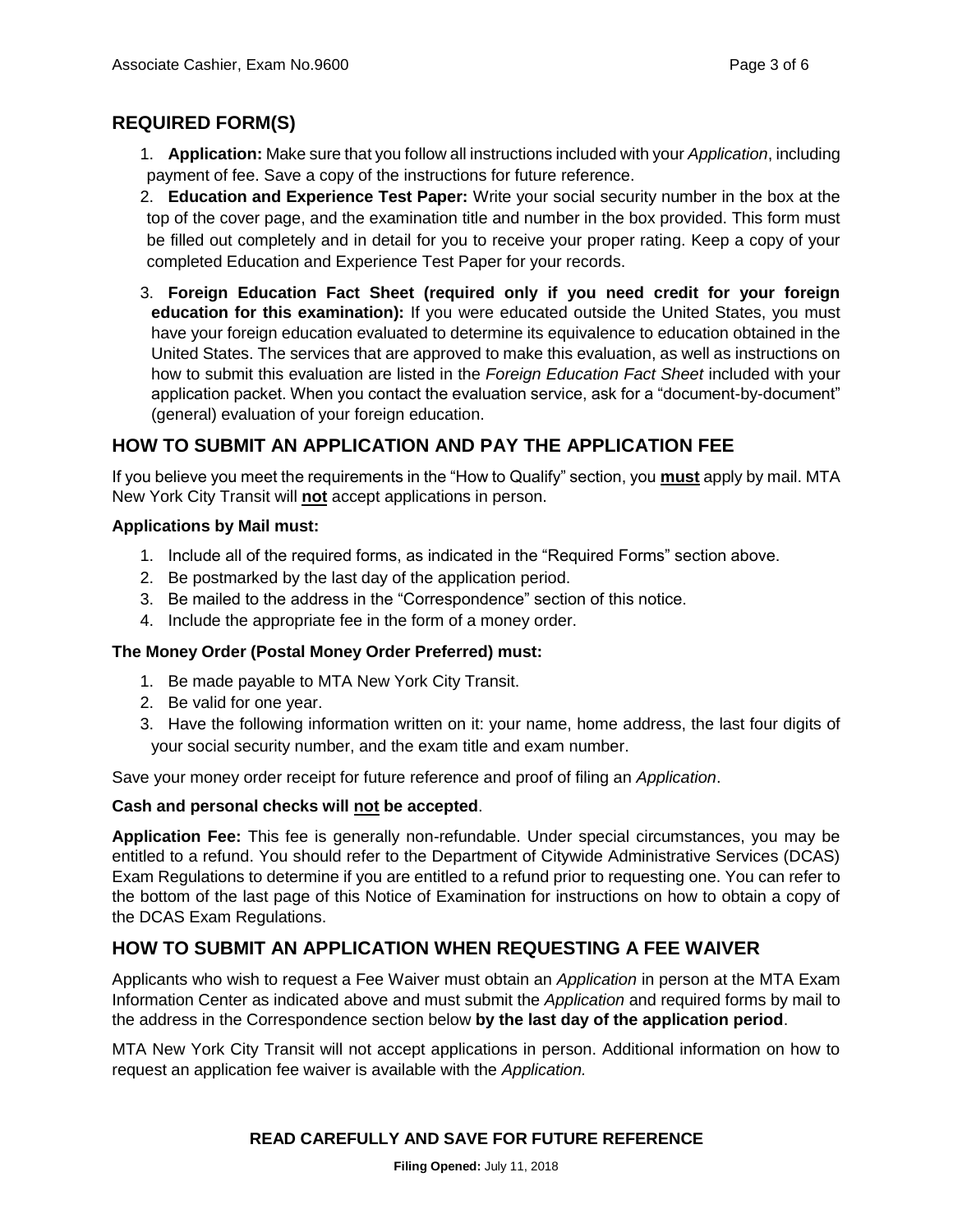## REQUIRED FORM(S)

1. **Application:** Make sure that you follow all instructions included with your *Application*, including payment of fee. Save a copy of the instructions for future reference.
2. **Education and Experience Test Paper:** Write your social security number in the box at the top of the cover page, and the examination title and number in the box provided. This form must be filled out completely and in detail for you to receive your proper rating. Keep a copy of your completed Education and Experience Test Paper for your records.
3. **Foreign Education Fact Sheet (required only if you need credit for your foreign education for this examination):** If you were educated outside the United States, you must have your foreign education evaluated to determine its equivalence to education obtained in the United States. The services that are approved to make this evaluation, as well as instructions on how to submit this evaluation are listed in the *Foreign Education Fact Sheet* included with your application packet. When you contact the evaluation service, ask for a "document-by-document" (general) evaluation of your foreign education.

## HOW TO SUBMIT AN APPLICATION AND PAY THE APPLICATION FEE

If you believe you meet the requirements in the "How to Qualify" section, you **must** apply by mail. MTA New York City Transit will **not** accept applications in person.

**Applications by Mail must:**

1. Include all of the required forms, as indicated in the "Required Forms" section above.
2. Be postmarked by the last day of the application period.
3. Be mailed to the address in the "Correspondence" section of this notice.
4. Include the appropriate fee in the form of a money order.

**The Money Order (Postal Money Order Preferred) must:**

1. Be made payable to MTA New York City Transit.
2. Be valid for one year.
3. Have the following information written on it: your name, home address, the last four digits of your social security number, and the exam title and exam number.

Save your money order receipt for future reference and proof of filing an *Application*.

**Cash and personal checks will not be accepted**.

**Application Fee:** This fee is generally non-refundable. Under special circumstances, you may be entitled to a refund. You should refer to the Department of Citywide Administrative Services (DCAS) Exam Regulations to determine if you are entitled to a refund prior to requesting one. You can refer to the bottom of the last page of this Notice of Examination for instructions on how to obtain a copy of the DCAS Exam Regulations.

## HOW TO SUBMIT AN APPLICATION WHEN REQUESTING A FEE WAIVER

Applicants who wish to request a Fee Waiver must obtain an *Application* in person at the MTA Exam Information Center as indicated above and must submit the *Application* and required forms by mail to the address in the Correspondence section below **by the last day of the application period**.

MTA New York City Transit will not accept applications in person. Additional information on how to request an application fee waiver is available with the *Application.*

**READ CAREFULLY AND SAVE FOR FUTURE REFERENCE**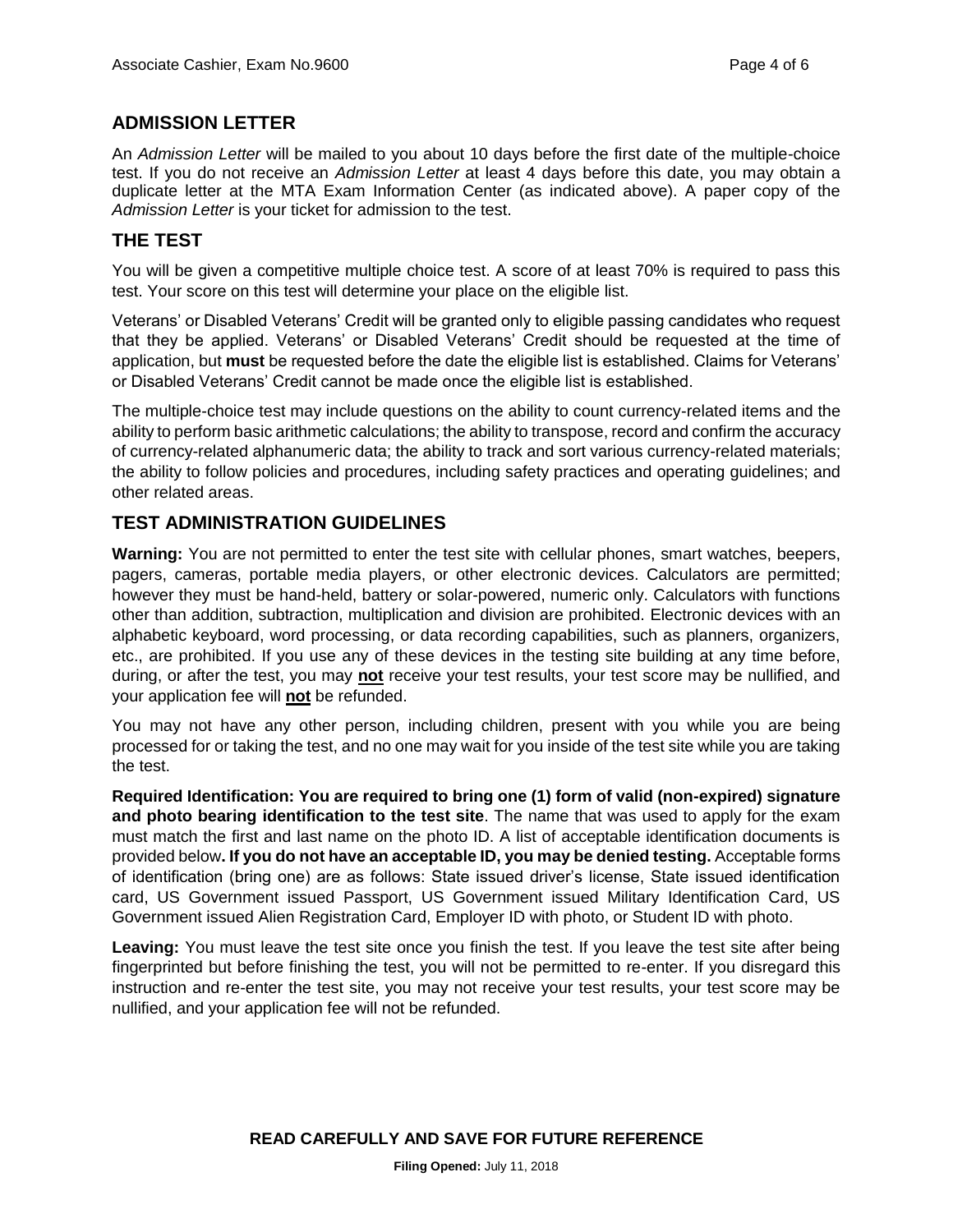## ADMISSION LETTER

An *Admission Letter* will be mailed to you about 10 days before the first date of the multiple-choice test. If you do not receive an *Admission Letter* at least 4 days before this date, you may obtain a duplicate letter at the MTA Exam Information Center (as indicated above). A paper copy of the *Admission Letter* is your ticket for admission to the test.

## THE TEST

You will be given a competitive multiple choice test. A score of at least 70% is required to pass this test. Your score on this test will determine your place on the eligible list.

Veterans' or Disabled Veterans' Credit will be granted only to eligible passing candidates who request that they be applied. Veterans' or Disabled Veterans' Credit should be requested at the time of application, but **must** be requested before the date the eligible list is established. Claims for Veterans' or Disabled Veterans' Credit cannot be made once the eligible list is established.

The multiple-choice test may include questions on the ability to count currency-related items and the ability to perform basic arithmetic calculations; the ability to transpose, record and confirm the accuracy of currency-related alphanumeric data; the ability to track and sort various currency-related materials; the ability to follow policies and procedures, including safety practices and operating guidelines; and other related areas.

## TEST ADMINISTRATION GUIDELINES

**Warning:** You are not permitted to enter the test site with cellular phones, smart watches, beepers, pagers, cameras, portable media players, or other electronic devices. Calculators are permitted; however they must be hand-held, battery or solar-powered, numeric only. Calculators with functions other than addition, subtraction, multiplication and division are prohibited. Electronic devices with an alphabetic keyboard, word processing, or data recording capabilities, such as planners, organizers, etc., are prohibited. If you use any of these devices in the testing site building at any time before, during, or after the test, you may **not** receive your test results, your test score may be nullified, and your application fee will **not** be refunded.

You may not have any other person, including children, present with you while you are being processed for or taking the test, and no one may wait for you inside of the test site while you are taking the test.

**Required Identification: You are required to bring one (1) form of valid (non-expired) signature and photo bearing identification to the test site**. The name that was used to apply for the exam must match the first and last name on the photo ID. A list of acceptable identification documents is provided below**. If you do not have an acceptable ID, you may be denied testing.** Acceptable forms of identification (bring one) are as follows: State issued driver's license, State issued identification card, US Government issued Passport, US Government issued Military Identification Card, US Government issued Alien Registration Card, Employer ID with photo, or Student ID with photo.

**Leaving:** You must leave the test site once you finish the test. If you leave the test site after being fingerprinted but before finishing the test, you will not be permitted to re-enter. If you disregard this instruction and re-enter the test site, you may not receive your test results, your test score may be nullified, and your application fee will not be refunded.

**READ CAREFULLY AND SAVE FOR FUTURE REFERENCE**

**Filing Opened:** July 11, 2018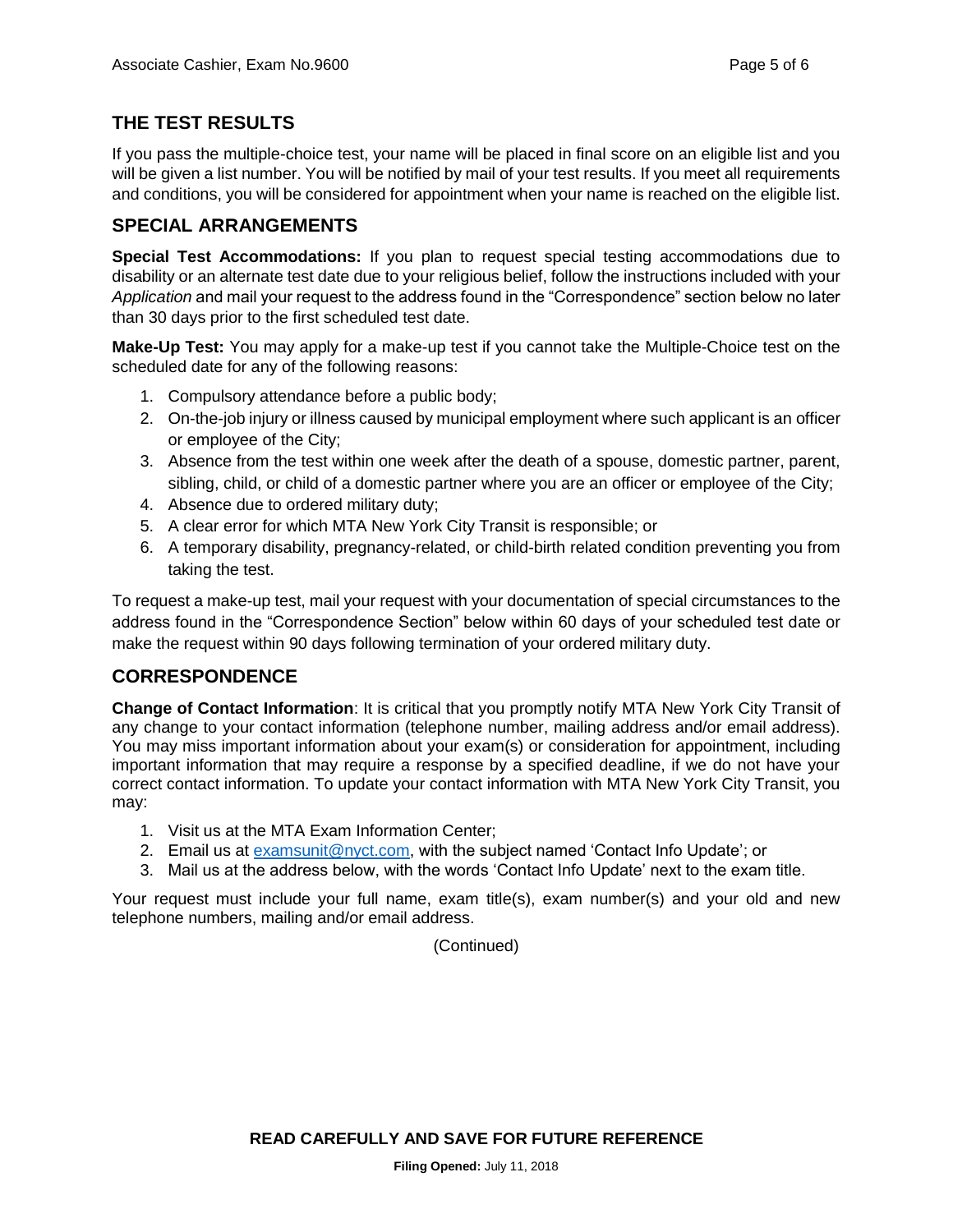## THE TEST RESULTS

If you pass the multiple-choice test, your name will be placed in final score on an eligible list and you will be given a list number. You will be notified by mail of your test results. If you meet all requirements and conditions, you will be considered for appointment when your name is reached on the eligible list.

## SPECIAL ARRANGEMENTS

**Special Test Accommodations:** If you plan to request special testing accommodations due to disability or an alternate test date due to your religious belief, follow the instructions included with your *Application* and mail your request to the address found in the "Correspondence" section below no later than 30 days prior to the first scheduled test date.

**Make-Up Test:** You may apply for a make-up test if you cannot take the Multiple-Choice test on the scheduled date for any of the following reasons:

1. Compulsory attendance before a public body;
2. On-the-job injury or illness caused by municipal employment where such applicant is an officer or employee of the City;
3. Absence from the test within one week after the death of a spouse, domestic partner, parent, sibling, child, or child of a domestic partner where you are an officer or employee of the City;
4. Absence due to ordered military duty;
5. A clear error for which MTA New York City Transit is responsible; or
6. A temporary disability, pregnancy-related, or child-birth related condition preventing you from taking the test.

To request a make-up test, mail your request with your documentation of special circumstances to the address found in the "Correspondence Section" below within 60 days of your scheduled test date or make the request within 90 days following termination of your ordered military duty.

## CORRESPONDENCE

**Change of Contact Information**: It is critical that you promptly notify MTA New York City Transit of any change to your contact information (telephone number, mailing address and/or email address). You may miss important information about your exam(s) or consideration for appointment, including important information that may require a response by a specified deadline, if we do not have your correct contact information. To update your contact information with MTA New York City Transit, you may:

1. Visit us at the MTA Exam Information Center;
2. Email us at examsunit@nyct.com, with the subject named 'Contact Info Update'; or
3. Mail us at the address below, with the words 'Contact Info Update' next to the exam title.

Your request must include your full name, exam title(s), exam number(s) and your old and new telephone numbers, mailing and/or email address.

(Continued)

**READ CAREFULLY AND SAVE FOR FUTURE REFERENCE**

**Filing Opened:** July 11, 2018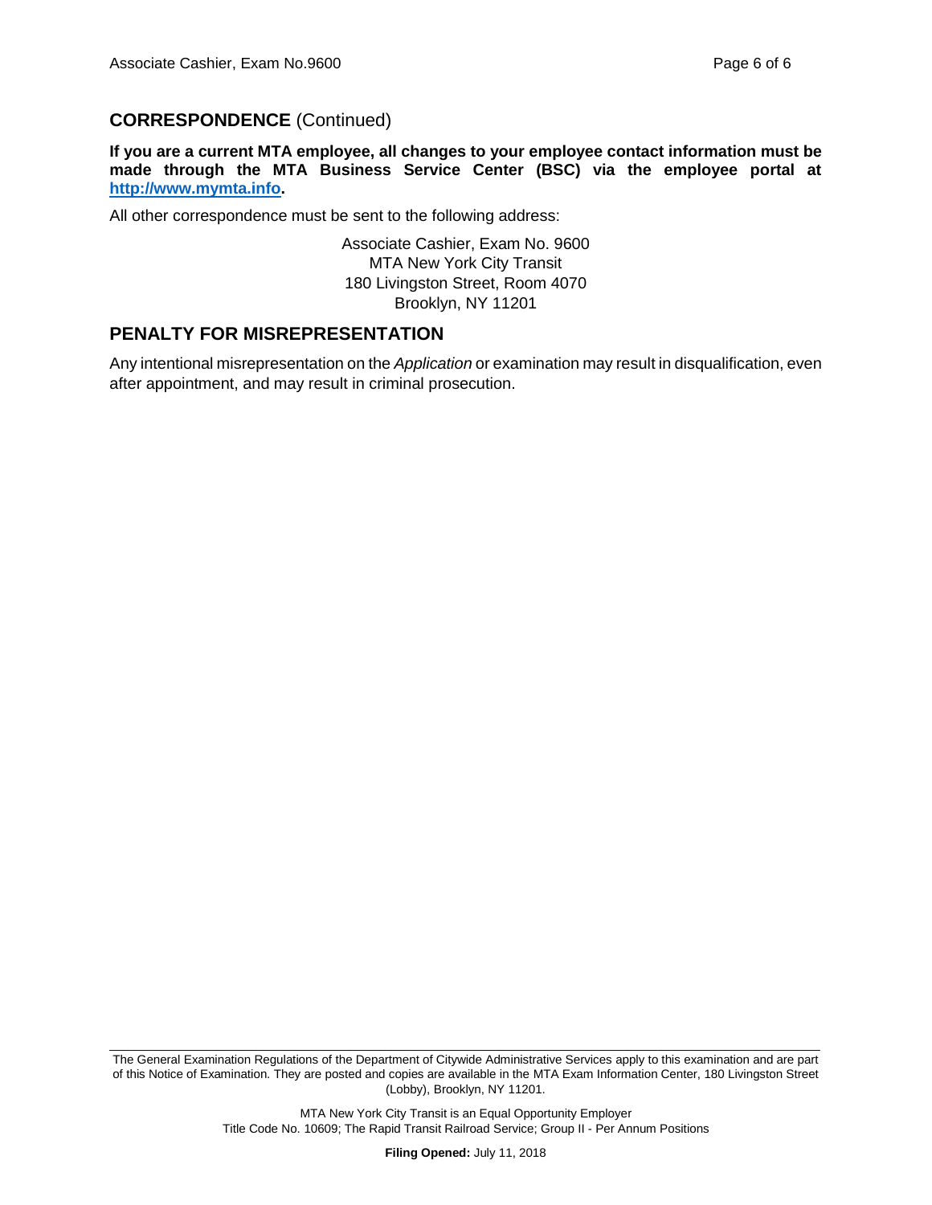## CORRESPONDENCE (Continued)

**If you are a current MTA employee, all changes to your employee contact information must be made through the MTA Business Service Center (BSC) via the employee portal at [http://www.mymta.info](http://www.mymta.info).**

All other correspondence must be sent to the following address:

Associate Cashier, Exam No. 9600
MTA New York City Transit
180 Livingston Street, Room 4070
Brooklyn, NY 11201

## PENALTY FOR MISREPRESENTATION

Any intentional misrepresentation on the *Application* or examination may result in disqualification, even after appointment, and may result in criminal prosecution.

---

The General Examination Regulations of the Department of Citywide Administrative Services apply to this examination and are part of this Notice of Examination. They are posted and copies are available in the MTA Exam Information Center, 180 Livingston Street (Lobby), Brooklyn, NY 11201.

MTA New York City Transit is an Equal Opportunity Employer
Title Code No. 10609; The Rapid Transit Railroad Service; Group II - Per Annum Positions

**Filing Opened:** July 11, 2018